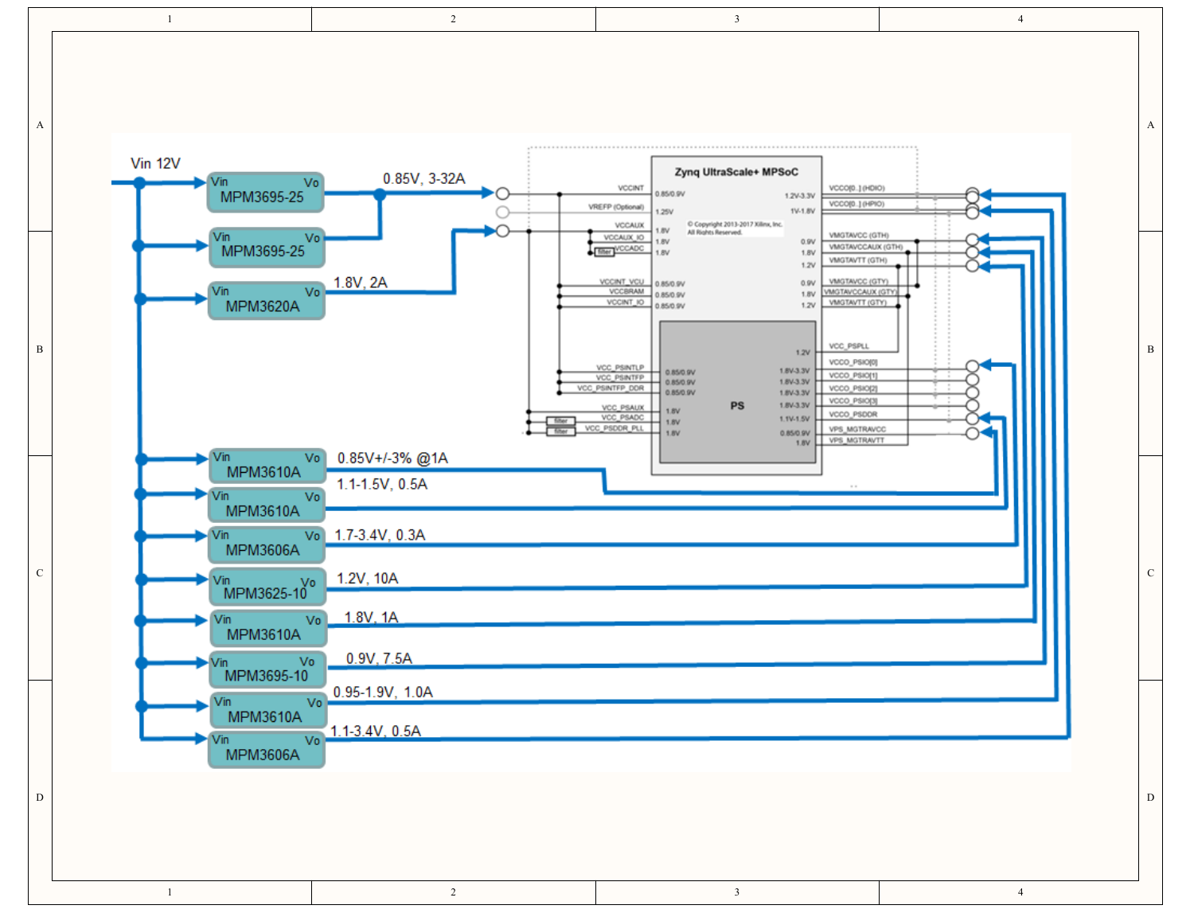Vin 12V

| Regulator | Output |
| --- | --- |
| MPM3695-25 | 0.85V, 3-32A |
| MPM3695-25 | 0.85V, 3-32A |
| MPM3620A | 1.8V, 2A |
| MPM3610A | 0.85V+/-3% @1A |
| MPM3610A | 1.1-1.5V, 0.5A |
| MPM3606A | 1.7-3.4V, 0.3A |
| MPM3625-10 | 1.2V, 10A |
| MPM3610A | 1.8V, 1A |
| MPM3695-10 | 0.9V, 7.5A |
| MPM3610A | 0.95-1.9V, 1.0A |
| MPM3606A | 1.1-3.4V, 0.5A |

**Zynq UltraScale+ MPSoC**

© Copyright 2013-2017 Xilinx, Inc. All Rights Reserved.

| Left-side supply | Voltage |
| --- | --- |
| VCCINT | 0.85/0.9V |
| VREFP (Optional) | 1.25V |
| VCCAUX | 1.8V |
| VCCAUX_IO | 1.8V |
| VCCADC (filter) | 1.8V |
| VCCINT_VCU | 0.85/0.9V |
| VCCBRAM | 0.85/0.9V |
| VCCINT_IO | 0.85/0.9V |
| VCC_PSINTLP | 0.85/0.9V |
| VCC_PSINTFP | 0.85/0.9V |
| VCC_PSINTFP_DDR | 0.85/0.9V |
| VCC_PSAUX | 1.8V |
| VCC_PSADC (filter) | 1.8V |
| VCC_PSDDR_PLL (filter) | 1.8V |

| Right-side supply | Voltage |
| --- | --- |
| VCCO[0..] (HDIO) | 1.2V-3.3V |
| VCCO[0..] (HPIO) | 1V-1.8V |
| VMGTAVCC (GTH) | 0.9V |
| VMGTAVCCAUX (GTH) | 1.8V |
| VMGTAVTT (GTH) | 1.2V |
| VMGTAVCC (GTY) | 0.9V |
| VMGTAVCCAUX (GTY) | 1.8V |
| VMGTAVTT (GTY) | 1.2V |
| VCC_PSPLL | 1.2V |
| VCCO_PSIO[0] | 1.8V-3.3V |
| VCCO_PSIO[1] | 1.8V-3.3V |
| VCCO_PSIO[2] | 1.8V-3.3V |
| VCCO_PSIO[3] | 1.8V-3.3V |
| VCCO_PSDDR | 1.1V-1.5V |
| VPS_MGTRAVCC | 0.85/0.9V |
| VPS_MGTRAVTT | 1.8V |

PS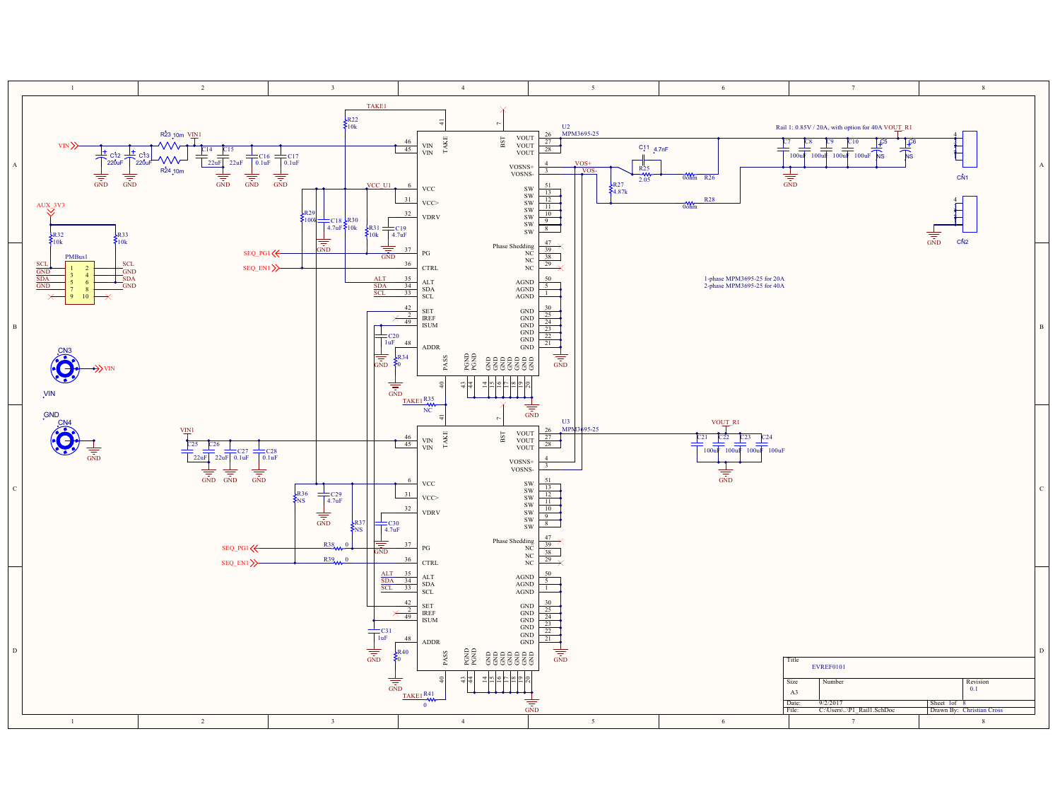Rail 1: 0.85V / 20A, with option for 40A

1-phase MPM3695-25 for 20A
2-phase MPM3695-25 for 40A

| Title | EVREF0101 | |
|---|---|---|
| Size: A3 | Number | Revision: 0.1 |
| Date: 9/2/2017 | Sheet 1of 8 | |
| File: C:\Users\..\P1_Rail1.SchDoc | Drawn By: Christian Cross | |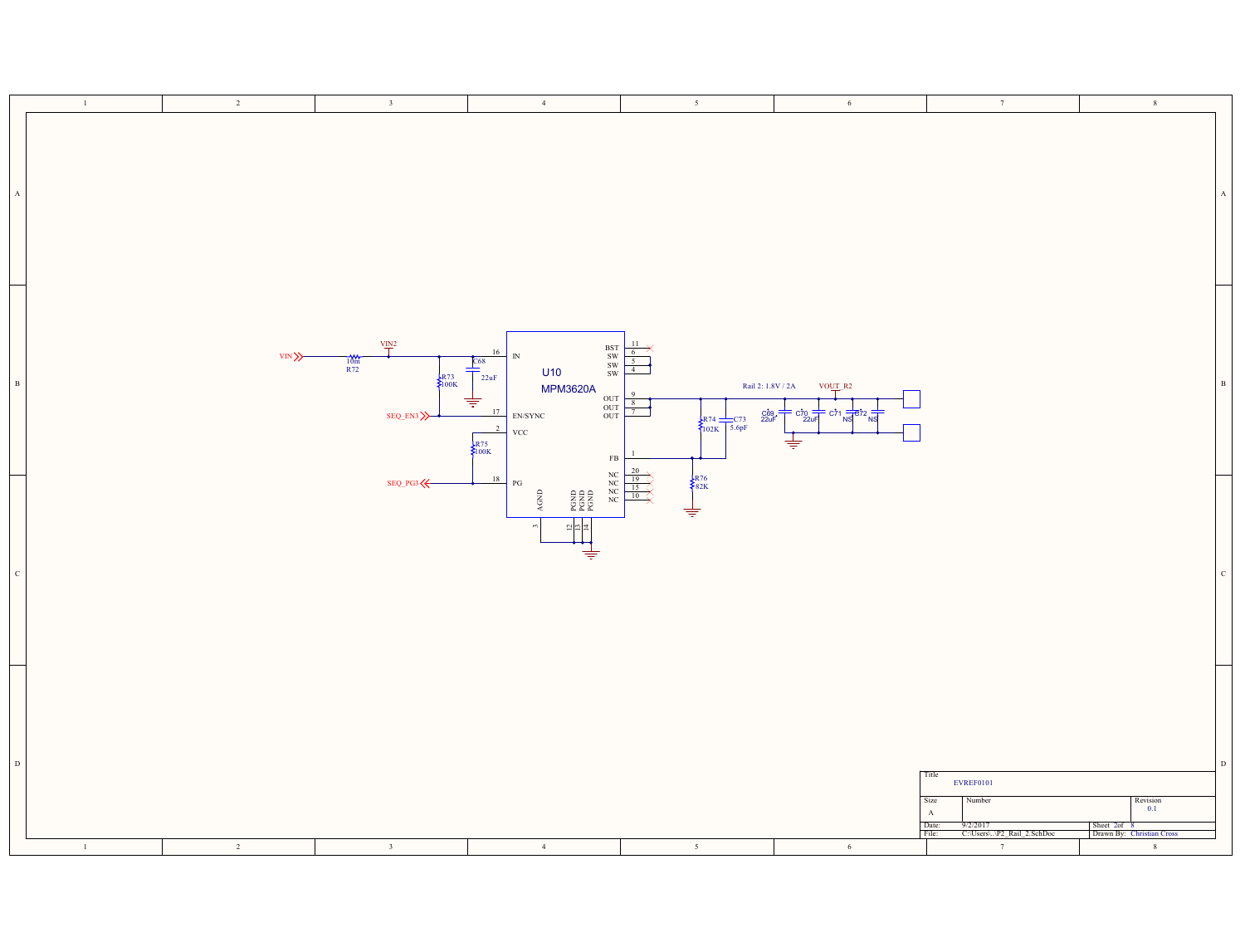VIN

R72 10m

VIN2

R73 100K

C68 22uF

SEQ_EN3

R75 100K

SEQ_PG3

U10
MPM3620A

| Pin | Name |
|---|---|
| 16 | IN |
| 17 | EN/SYNC |
| 2 | VCC |
| 18 | PG |
| 3 | AGND |
| 12 | PGND |
| 13 | PGND |
| 14 | PGND |
| 11 | BST |
| 6 | SW |
| 5 | SW |
| 4 | SW |
| 9 | OUT |
| 8 | OUT |
| 7 | OUT |
| 1 | FB |
| 20 | NC |
| 19 | NC |
| 15 | NC |
| 10 | NC |

R74 102K

C73 5.6pF

R76 82K

Rail 2: 1.8V / 2A

VOUT_R2

C69 22uF

C70 22uF

C71 NS

C72 NS

| Title | EVREF0101 | |
|---|---|---|
| Size: A | Number | Revision: 0.1 |
| Date: 9/2/2017 | | Sheet 2of 8 |
| File: C:\Users\..\P2_Rail_2.SchDoc | | Drawn By: Christian Cross |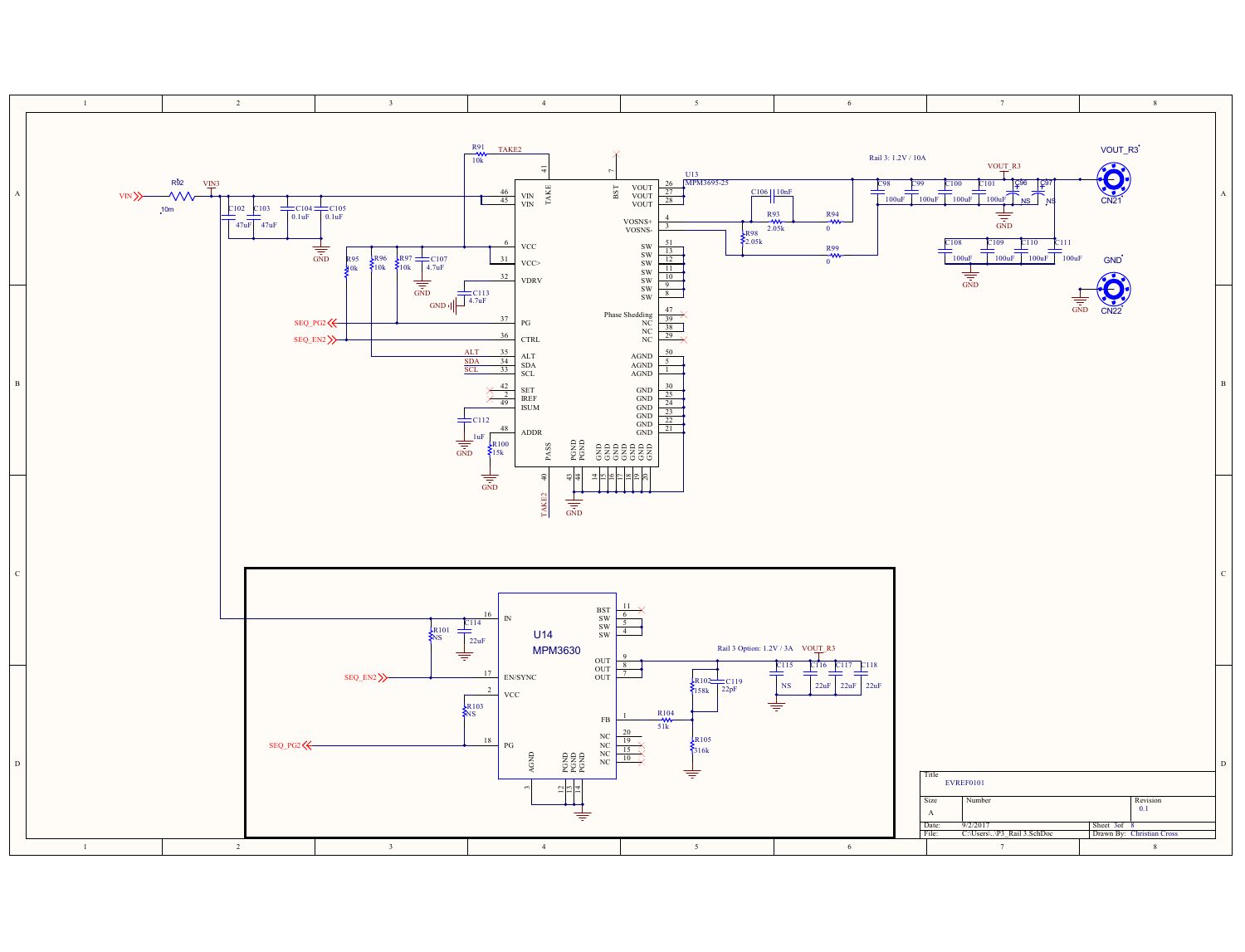Rail 3: 1.2V / 10A

Rail 3 Option: 1.2V / 3A

U13 MPM3695-25

U14 MPM3630

VOUT_R3

CN21

CN22

| Title | EVREF0101 | |
|---|---|---|
| Size A | Number | Revision 0.1 |
| Date: 9/2/2017 | Sheet 3 of 8 | |
| File: C:\Users\..\P3_Rail 3.SchDoc | Drawn By: Christian Cross | |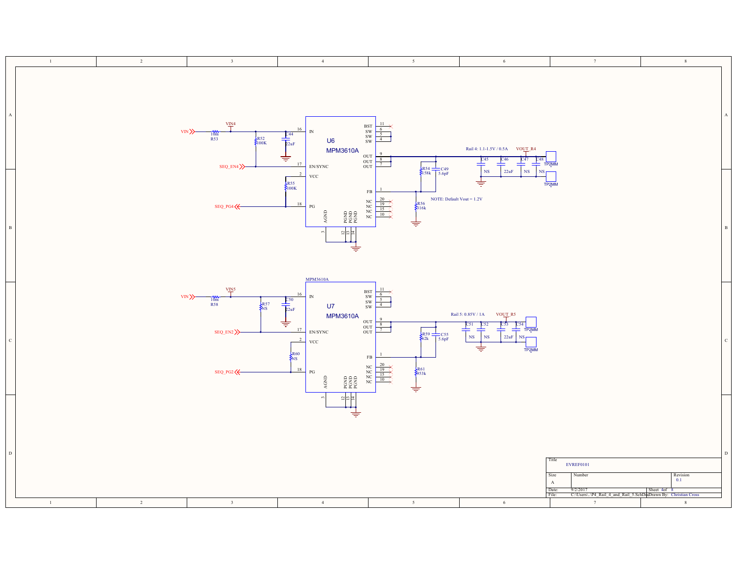VIN4

VIN

10m R53

R52 100K

C44 22uF

SEQ_EN4

R55 100K

SEQ_PG4

U6

MPM3610A

16 IN

17 EN/SYNC

2 VCC

18 PG

BST 11

SW 6

SW 5

SW 4

OUT 9

OUT 8

OUT 7

FB 1

NC 20

NC 19

NC 15

NC 10

AGND 3

PGND 12

PGND 13

PGND 14

Rail 4: 1.1-1.5V / 0.5A

VOUT_R4

R54 158k

C49 5.6pF

R56 316k

NOTE: Default Vout = 1.2V

C45 NS

C46 22uF

C47 NS

C48 NS

TP2MM

TP2MM

VIN5

VIN

10m R58

R57 NS

C50 22uF

SEQ_EN2

R60 NS

SEQ_PG2

MPM3610A

U7

MPM3610A

16 IN

17 EN/SYNC

2 VCC

18 PG

BST 11

SW 6

SW 5

SW 4

OUT 9

OUT 8

OUT 7

FB 1

NC 20

NC 19

NC 15

NC 10

AGND 3

PGND 12

PGND 13

PGND 14

Rail 5: 0.85V / 1A

VOUT_R5

R59 62k

C55 5.6pF

R61 953k

C51 NS

C52 NS

C53 22uF

C54 NS

TP2MM

TP2MM

| Title | EVREF0101 | |
|---|---|---|
| Size | Number | Revision |
| A | | 0.1 |
| Date: | 9/2/2017 | Sheet 4 of 8 |
| File: | C:\Users\..\P4_Rail_4_and_Rail_5.SchDoc | Drawn By: Christian Cross |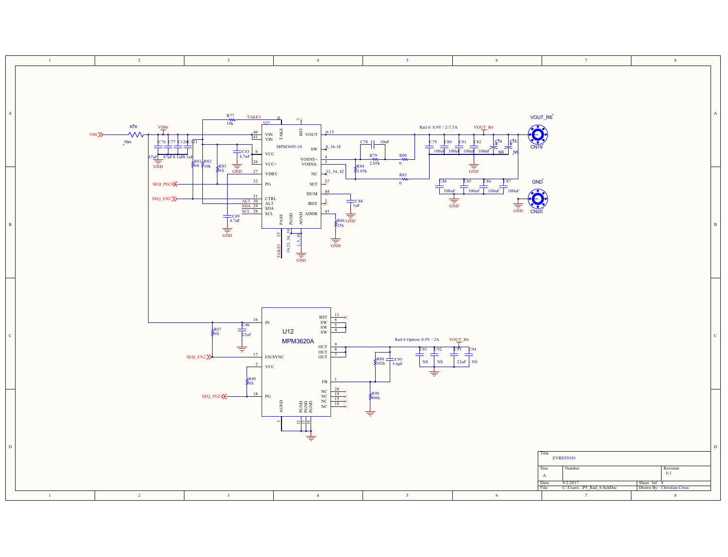Rail 6: 0.9V / 2-7.5A

U11 MPM3695-10

Rail 6 Option: 0.9V / 2A

U12 MPM3620A

VOUT_R6

GND

CN19

CN20

| Title | EVREF0101 | |
|---|---|---|
| Size | Number | Revision |
| A | | 0.1 |
| Date: | 9/2/2017 | Sheet 5of 8 |
| File: | C:\Users\..\P5_Rail_6.SchDoc | Drawn By: Christian Cross |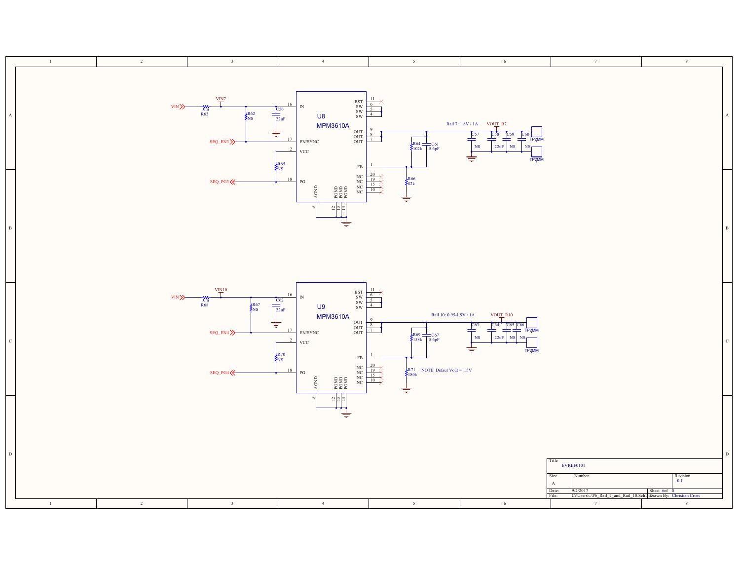VIN — 10m R63 — VIN7

R62 NS

C56 22uF

SEQ_EN3

R65 NS

SEQ_PG3

**U8 MPM3610A**

| Pin | Name |
|---|---|
| 16 | IN |
| 17 | EN/SYNC |
| 2 | VCC |
| 18 | PG |
| 3 | AGND |
| 12 | PGND |
| 13 | PGND |
| 14 | PGND |
| 11 | BST |
| 6 | SW |
| 5 | SW |
| 4 | SW |
| 9 | OUT |
| 8 | OUT |
| 7 | OUT |
| 1 | FB |
| 20 | NC |
| 19 | NC |
| 15 | NC |
| 10 | NC |

Rail 7: 1.8V / 1A

VOUT_R7

R64 102k

C61 5.6pF

R66 82k

C57 NS, C58 22uF, C59 NS, C60 NS

TP2MM, TP2MM

VIN — 10m R68 — VIN10

R67 NS

C62 22uF

SEQ_EN4

R70 NS

SEQ_PG4

**U9 MPM3610A**

| Pin | Name |
|---|---|
| 16 | IN |
| 17 | EN/SYNC |
| 2 | VCC |
| 18 | PG |
| 3 | AGND |
| 12 | PGND |
| 13 | PGND |
| 14 | PGND |
| 11 | BST |
| 6 | SW |
| 5 | SW |
| 4 | SW |
| 9 | OUT |
| 8 | OUT |
| 7 | OUT |
| 1 | FB |
| 20 | NC |
| 19 | NC |
| 15 | NC |
| 10 | NC |

Rail 10: 0.95-1.9V / 1A

VOUT_R10

R69 158k

C67 5.6pF

R71 180k

NOTE: Defaut Vout = 1.5V

C63 NS, C64 22uF, C65 NS, C66 NS

TP2MM, TP2MM

| | | | |
|---|---|---|---|
| Title | EVREF0101 | | |
| Size | A | Number | Revision 0.1 |
| Date: | 9/2/2017 | Sheet 6 of 8 | |
| File: | C:\Users\..\P6_Rail_7_and_Rail_10.SchDoc | Drawn By: | Christian Cross |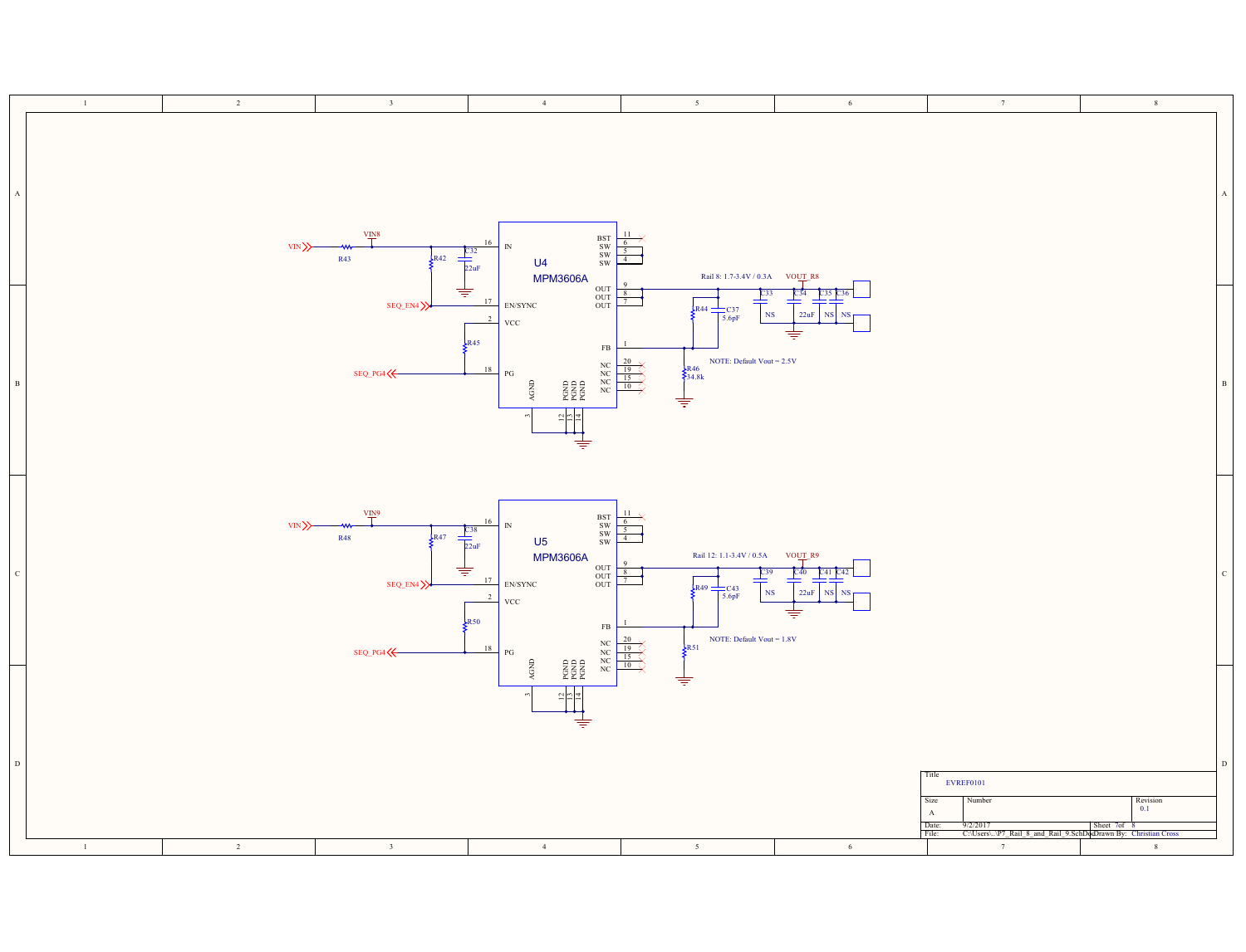Rail 8: 1.7-3.4V / 0.3A

VOUT_R8

NOTE: Default Vout = 2.5V

U4
MPM3606A

Rail 12: 1.1-3.4V / 0.5A

VOUT_R9

NOTE: Default Vout = 1.8V

U5
MPM3606A

| Title | EVREF0101 | | |
|---|---|---|---|
| Size | A | Number | Revision 0.1 |
| Date: | 9/2/2017 | Sheet 7 of 8 | |
| File: | C:\Users\..\P7_Rail_8_and_Rail_9.SchDoc | Drawn By: | Christian Cross |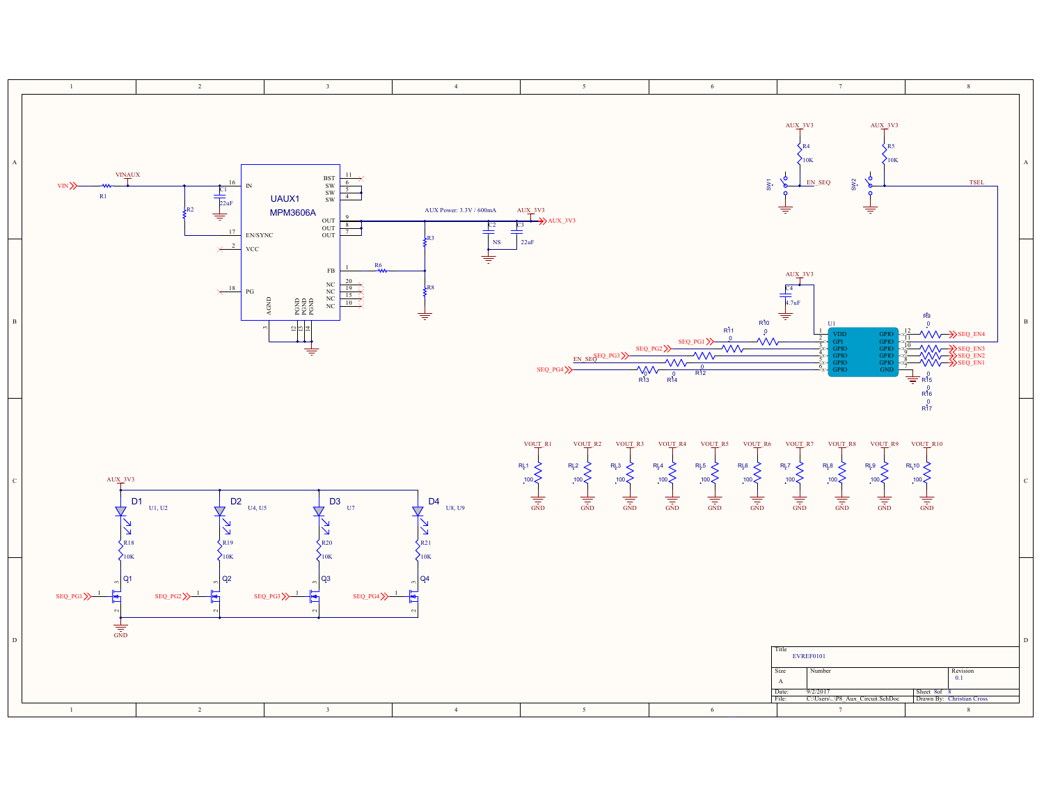AUX Power: 3.3V / 600mA

UAUX1
MPM3606A

VIN
VINAUX
R1
R2
C1
22uF
IN
EN/SYNC
VCC
PG
BST
SW
SW
SW
OUT
OUT
OUT
FB
NC
NC
NC
NC
AGND
PGND
PGND
PGND
R3
R6
R8
C2
NS
C3
22uF
AUX_3V3

AUX_3V3
R4
10K
SW1
EN_SEQ

AUX_3V3
R5
10K
SW2
TSEL

AUX_3V3
C4
4.7uF
U1
VDD
GPI
GPIO
GPIO
GPIO
GPIO
GPIO
GPIO
GPIO
GPIO
GPIO
GND
R9 0
R10 0
R11 0
R12 0
R13 0
R14 0
R15 0
R16 0
R17 0
SEQ_PG1
SEQ_PG2
SEQ_PG3
SEQ_PG4
EN_SEQ
SEQ_EN4
SEQ_EN3
SEQ_EN2
SEQ_EN1

VOUT_R1 RL1 100 GND
VOUT_R2 RL2 100 GND
VOUT_R3 RL3 100 GND
VOUT_R4 RL4 100 GND
VOUT_R5 RL5 100 GND
VOUT_R6 RL6 100 GND
VOUT_R7 RL7 100 GND
VOUT_R8 RL8 100 GND
VOUT_R9 RL9 100 GND
VOUT_R10 RL10 100 GND

AUX_3V3
D1 U1, U2
D2 U4, U5
D3 U7
D4 U8, U9
R18 10K
R19 10K
R20 10K
R21 10K
Q1 SEQ_PG1
Q2 SEQ_PG2
Q3 SEQ_PG3
Q4 SEQ_PG4
GND

| | | | |
|---|---|---|---|
| Title: EVREF0101 | | | |
| Size: A | Number | | Revision: 0.1 |
| Date: 9/2/2017 | | Sheet 8 of 8 | |
| File: C:\Users\..\P8_Aux_Circuit.SchDoc | | Drawn By: Christian Cross | |